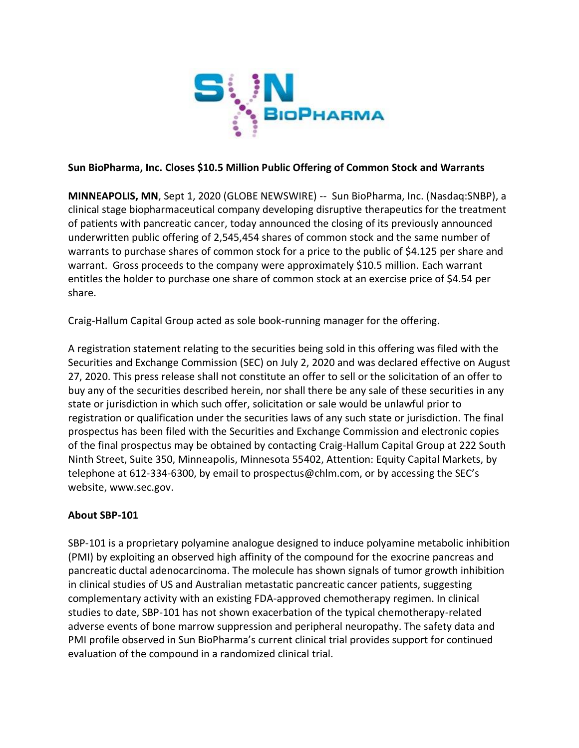**Sun BioPharma, Inc. Closes $10.5 Million Public Offering of Common Stock and Warrants**

**MINNEAPOLIS, MN**, Sept 1, 2020 (GLOBE NEWSWIRE) -- Sun BioPharma, Inc. (Nasdaq:SNBP), a clinical stage biopharmaceutical company developing disruptive therapeutics for the treatment of patients with pancreatic cancer, today announced the closing of its previously announced underwritten public offering of 2,545,454 shares of common stock and the same number of warrants to purchase shares of common stock for a price to the public of $4.125 per share and warrant. Gross proceeds to the company were approximately $10.5 million. Each warrant entitles the holder to purchase one share of common stock at an exercise price of $4.54 per share.

Craig-Hallum Capital Group acted as sole book-running manager for the offering.

A registration statement relating to the securities being sold in this offering was filed with the Securities and Exchange Commission (SEC) on July 2, 2020 and was declared effective on August 27, 2020. This press release shall not constitute an offer to sell or the solicitation of an offer to buy any of the securities described herein, nor shall there be any sale of these securities in any state or jurisdiction in which such offer, solicitation or sale would be unlawful prior to registration or qualification under the securities laws of any such state or jurisdiction. The final prospectus has been filed with the Securities and Exchange Commission and electronic copies of the final prospectus may be obtained by contacting Craig-Hallum Capital Group at 222 South Ninth Street, Suite 350, Minneapolis, Minnesota 55402, Attention: Equity Capital Markets, by telephone at 612-334-6300, by email to prospectus@chlm.com, or by accessing the SEC's website, www.sec.gov.

**About SBP-101**

SBP-101 is a proprietary polyamine analogue designed to induce polyamine metabolic inhibition (PMI) by exploiting an observed high affinity of the compound for the exocrine pancreas and pancreatic ductal adenocarcinoma. The molecule has shown signals of tumor growth inhibition in clinical studies of US and Australian metastatic pancreatic cancer patients, suggesting complementary activity with an existing FDA-approved chemotherapy regimen. In clinical studies to date, SBP-101 has not shown exacerbation of the typical chemotherapy-related adverse events of bone marrow suppression and peripheral neuropathy. The safety data and PMI profile observed in Sun BioPharma's current clinical trial provides support for continued evaluation of the compound in a randomized clinical trial.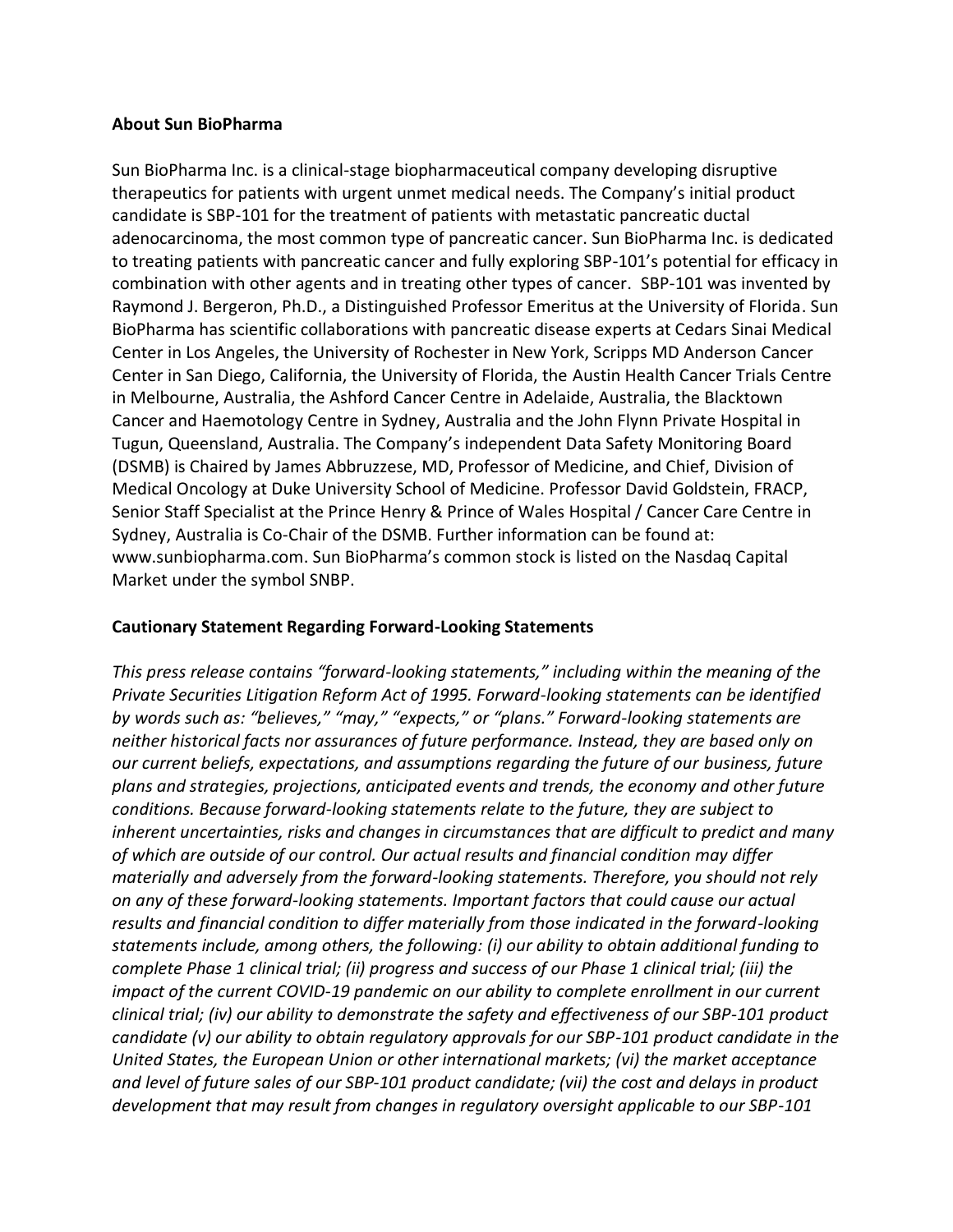**About Sun BioPharma**

Sun BioPharma Inc. is a clinical-stage biopharmaceutical company developing disruptive therapeutics for patients with urgent unmet medical needs. The Company's initial product candidate is SBP-101 for the treatment of patients with metastatic pancreatic ductal adenocarcinoma, the most common type of pancreatic cancer. Sun BioPharma Inc. is dedicated to treating patients with pancreatic cancer and fully exploring SBP-101's potential for efficacy in combination with other agents and in treating other types of cancer. SBP-101 was invented by Raymond J. Bergeron, Ph.D., a Distinguished Professor Emeritus at the University of Florida. Sun BioPharma has scientific collaborations with pancreatic disease experts at Cedars Sinai Medical Center in Los Angeles, the University of Rochester in New York, Scripps MD Anderson Cancer Center in San Diego, California, the University of Florida, the Austin Health Cancer Trials Centre in Melbourne, Australia, the Ashford Cancer Centre in Adelaide, Australia, the Blacktown Cancer and Haemotology Centre in Sydney, Australia and the John Flynn Private Hospital in Tugun, Queensland, Australia. The Company's independent Data Safety Monitoring Board (DSMB) is Chaired by James Abbruzzese, MD, Professor of Medicine, and Chief, Division of Medical Oncology at Duke University School of Medicine. Professor David Goldstein, FRACP, Senior Staff Specialist at the Prince Henry & Prince of Wales Hospital / Cancer Care Centre in Sydney, Australia is Co-Chair of the DSMB. Further information can be found at: www.sunbiopharma.com. Sun BioPharma's common stock is listed on the Nasdaq Capital Market under the symbol SNBP.

**Cautionary Statement Regarding Forward-Looking Statements**

*This press release contains "forward-looking statements," including within the meaning of the Private Securities Litigation Reform Act of 1995. Forward-looking statements can be identified by words such as: "believes," "may," "expects," or "plans." Forward-looking statements are neither historical facts nor assurances of future performance. Instead, they are based only on our current beliefs, expectations, and assumptions regarding the future of our business, future plans and strategies, projections, anticipated events and trends, the economy and other future conditions. Because forward-looking statements relate to the future, they are subject to inherent uncertainties, risks and changes in circumstances that are difficult to predict and many of which are outside of our control. Our actual results and financial condition may differ materially and adversely from the forward-looking statements. Therefore, you should not rely on any of these forward-looking statements. Important factors that could cause our actual results and financial condition to differ materially from those indicated in the forward-looking statements include, among others, the following: (i) our ability to obtain additional funding to complete Phase 1 clinical trial; (ii) progress and success of our Phase 1 clinical trial; (iii) the impact of the current COVID-19 pandemic on our ability to complete enrollment in our current clinical trial; (iv) our ability to demonstrate the safety and effectiveness of our SBP-101 product candidate (v) our ability to obtain regulatory approvals for our SBP-101 product candidate in the United States, the European Union or other international markets; (vi) the market acceptance and level of future sales of our SBP-101 product candidate; (vii) the cost and delays in product development that may result from changes in regulatory oversight applicable to our SBP-101*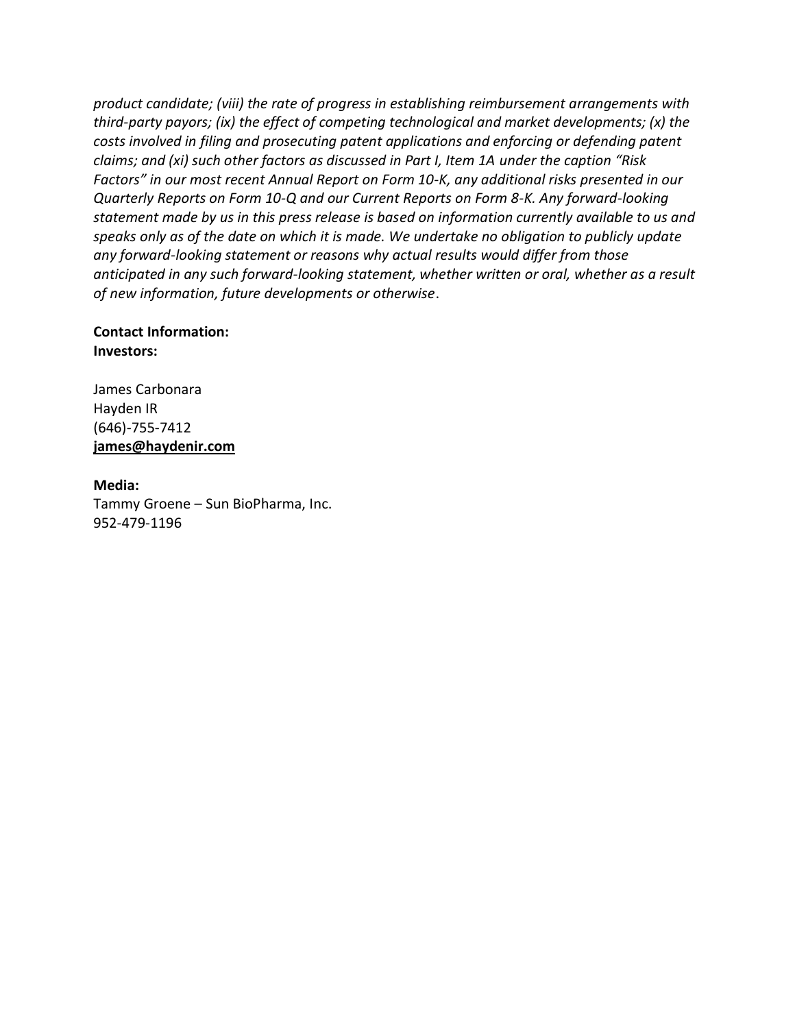*product candidate; (viii) the rate of progress in establishing reimbursement arrangements with third-party payors; (ix) the effect of competing technological and market developments; (x) the costs involved in filing and prosecuting patent applications and enforcing or defending patent claims; and (xi) such other factors as discussed in Part I, Item 1A under the caption "Risk Factors" in our most recent Annual Report on Form 10-K, any additional risks presented in our Quarterly Reports on Form 10-Q and our Current Reports on Form 8-K. Any forward-looking statement made by us in this press release is based on information currently available to us and speaks only as of the date on which it is made. We undertake no obligation to publicly update any forward-looking statement or reasons why actual results would differ from those anticipated in any such forward-looking statement, whether written or oral, whether as a result of new information, future developments or otherwise*.

**Contact Information:**
**Investors:**

James Carbonara
Hayden IR
(646)-755-7412
**james@haydenir.com**

**Media:**
Tammy Groene – Sun BioPharma, Inc.
952-479-1196